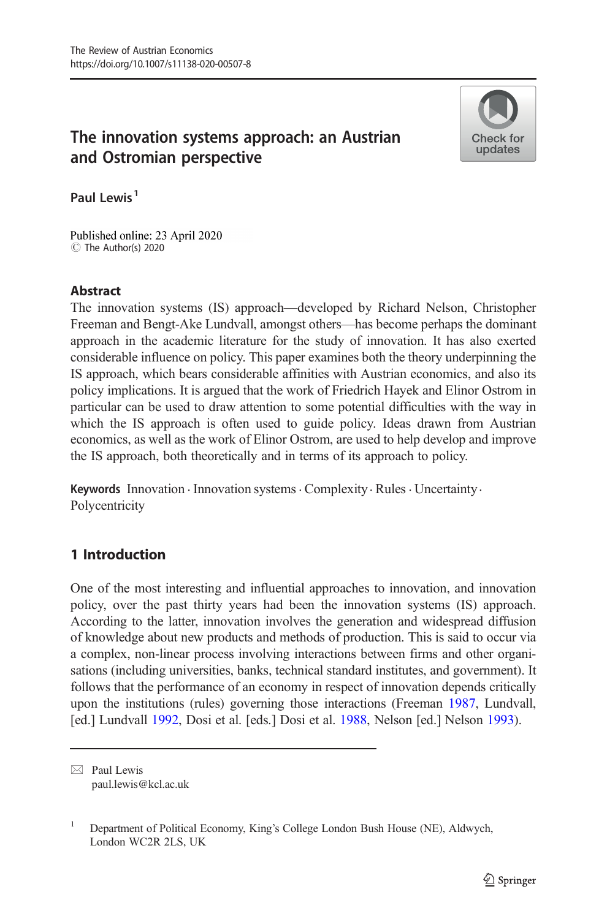# The innovation systems approach: an Austrian and Ostromian perspective

Paul Lewis[1]

Published online: 23 April 2020
© The Author(s) 2020

## Abstract

The innovation systems (IS) approach—developed by Richard Nelson, Christopher Freeman and Bengt-Ake Lundvall, amongst others—has become perhaps the dominant approach in the academic literature for the study of innovation. It has also exerted considerable influence on policy. This paper examines both the theory underpinning the IS approach, which bears considerable affinities with Austrian economics, and also its policy implications. It is argued that the work of Friedrich Hayek and Elinor Ostrom in particular can be used to draw attention to some potential difficulties with the way in which the IS approach is often used to guide policy. Ideas drawn from Austrian economics, as well as the work of Elinor Ostrom, are used to help develop and improve the IS approach, both theoretically and in terms of its approach to policy.

**Keywords** Innovation · Innovation systems · Complexity · Rules · Uncertainty · Polycentricity

## 1 Introduction

One of the most interesting and influential approaches to innovation, and innovation policy, over the past thirty years had been the innovation systems (IS) approach. According to the latter, innovation involves the generation and widespread diffusion of knowledge about new products and methods of production. This is said to occur via a complex, non-linear process involving interactions between firms and other organisations (including universities, banks, technical standard institutes, and government). It follows that the performance of an economy in respect of innovation depends critically upon the institutions (rules) governing those interactions (Freeman 1987, Lundvall, [ed.] Lundvall 1992, Dosi et al. [eds.] Dosi et al. 1988, Nelson [ed.] Nelson 1993).

---

✉ Paul Lewis
paul.lewis@kcl.ac.uk

[1] Department of Political Economy, King's College London Bush House (NE), Aldwych, London WC2R 2LS, UK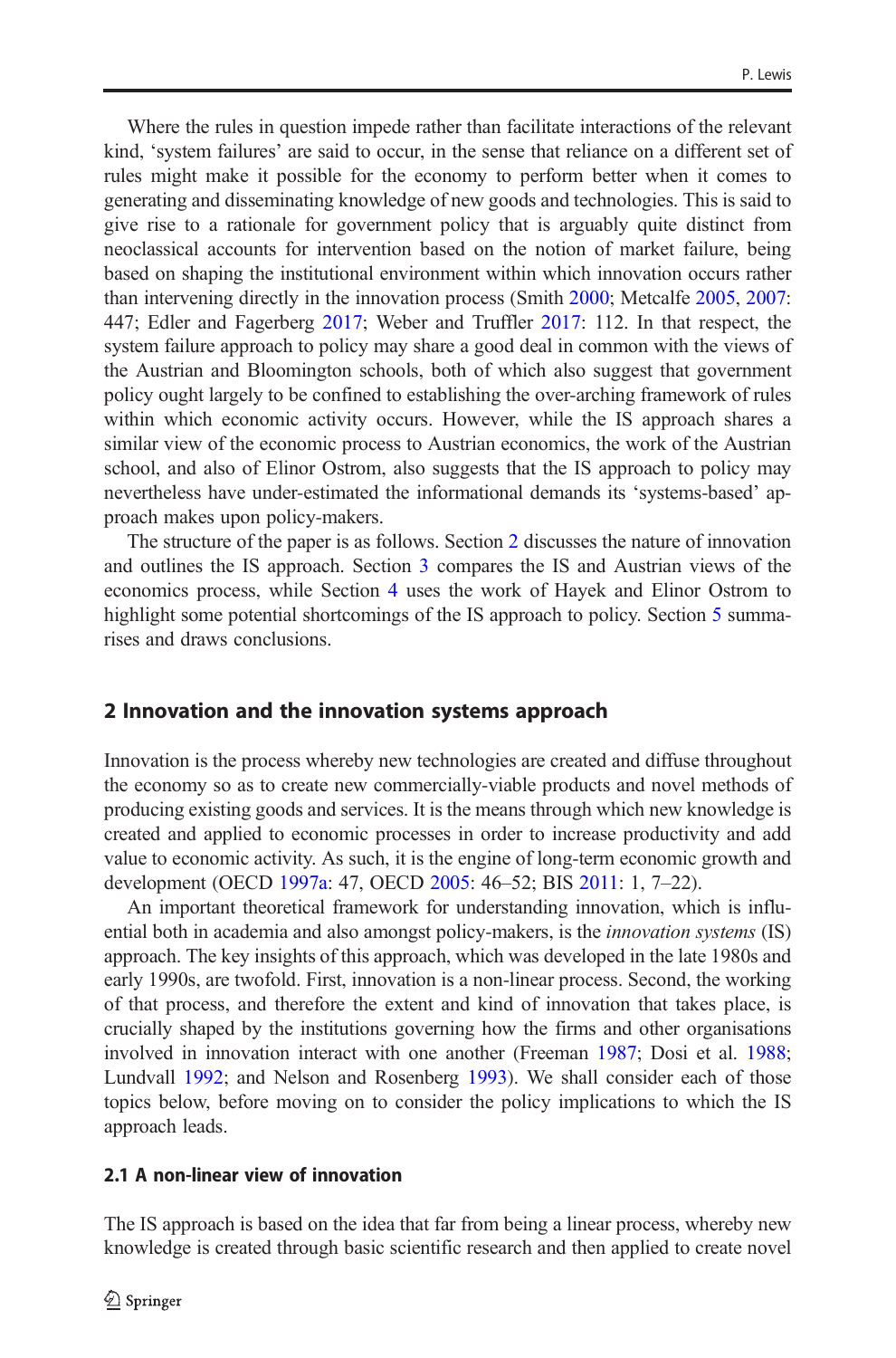Where the rules in question impede rather than facilitate interactions of the relevant kind, 'system failures' are said to occur, in the sense that reliance on a different set of rules might make it possible for the economy to perform better when it comes to generating and disseminating knowledge of new goods and technologies. This is said to give rise to a rationale for government policy that is arguably quite distinct from neoclassical accounts for intervention based on the notion of market failure, being based on shaping the institutional environment within which innovation occurs rather than intervening directly in the innovation process (Smith 2000; Metcalfe 2005, 2007: 447; Edler and Fagerberg 2017; Weber and Truffler 2017: 112. In that respect, the system failure approach to policy may share a good deal in common with the views of the Austrian and Bloomington schools, both of which also suggest that government policy ought largely to be confined to establishing the over-arching framework of rules within which economic activity occurs. However, while the IS approach shares a similar view of the economic process to Austrian economics, the work of the Austrian school, and also of Elinor Ostrom, also suggests that the IS approach to policy may nevertheless have under-estimated the informational demands its 'systems-based' approach makes upon policy-makers.

The structure of the paper is as follows. Section 2 discusses the nature of innovation and outlines the IS approach. Section 3 compares the IS and Austrian views of the economics process, while Section 4 uses the work of Hayek and Elinor Ostrom to highlight some potential shortcomings of the IS approach to policy. Section 5 summarises and draws conclusions.

## 2 Innovation and the innovation systems approach

Innovation is the process whereby new technologies are created and diffuse throughout the economy so as to create new commercially-viable products and novel methods of producing existing goods and services. It is the means through which new knowledge is created and applied to economic processes in order to increase productivity and add value to economic activity. As such, it is the engine of long-term economic growth and development (OECD 1997a: 47, OECD 2005: 46–52; BIS 2011: 1, 7–22).

An important theoretical framework for understanding innovation, which is influential both in academia and also amongst policy-makers, is the *innovation systems* (IS) approach. The key insights of this approach, which was developed in the late 1980s and early 1990s, are twofold. First, innovation is a non-linear process. Second, the working of that process, and therefore the extent and kind of innovation that takes place, is crucially shaped by the institutions governing how the firms and other organisations involved in innovation interact with one another (Freeman 1987; Dosi et al. 1988; Lundvall 1992; and Nelson and Rosenberg 1993). We shall consider each of those topics below, before moving on to consider the policy implications to which the IS approach leads.

### 2.1 A non-linear view of innovation

The IS approach is based on the idea that far from being a linear process, whereby new knowledge is created through basic scientific research and then applied to create novel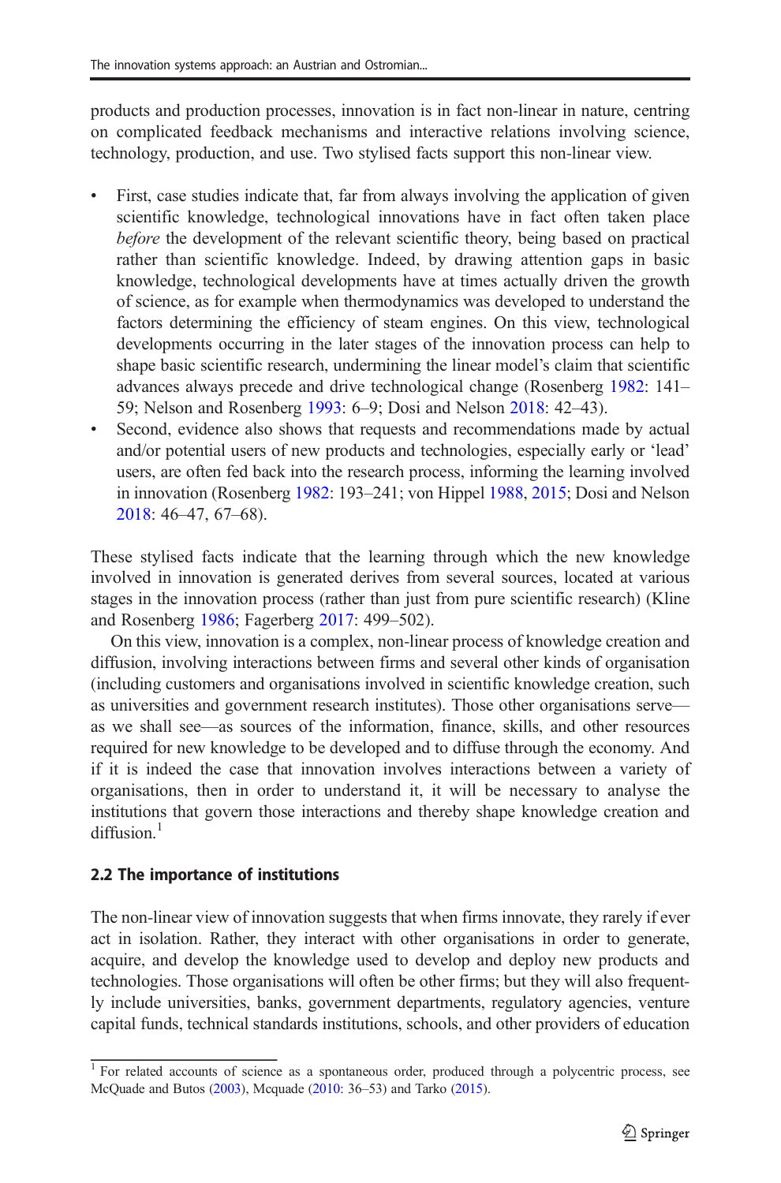products and production processes, innovation is in fact non-linear in nature, centring on complicated feedback mechanisms and interactive relations involving science, technology, production, and use. Two stylised facts support this non-linear view.

- First, case studies indicate that, far from always involving the application of given scientific knowledge, technological innovations have in fact often taken place *before* the development of the relevant scientific theory, being based on practical rather than scientific knowledge. Indeed, by drawing attention gaps in basic knowledge, technological developments have at times actually driven the growth of science, as for example when thermodynamics was developed to understand the factors determining the efficiency of steam engines. On this view, technological developments occurring in the later stages of the innovation process can help to shape basic scientific research, undermining the linear model's claim that scientific advances always precede and drive technological change (Rosenberg 1982: 141–59; Nelson and Rosenberg 1993: 6–9; Dosi and Nelson 2018: 42–43).
- Second, evidence also shows that requests and recommendations made by actual and/or potential users of new products and technologies, especially early or 'lead' users, are often fed back into the research process, informing the learning involved in innovation (Rosenberg 1982: 193–241; von Hippel 1988, 2015; Dosi and Nelson 2018: 46–47, 67–68).

These stylised facts indicate that the learning through which the new knowledge involved in innovation is generated derives from several sources, located at various stages in the innovation process (rather than just from pure scientific research) (Kline and Rosenberg 1986; Fagerberg 2017: 499–502).

On this view, innovation is a complex, non-linear process of knowledge creation and diffusion, involving interactions between firms and several other kinds of organisation (including customers and organisations involved in scientific knowledge creation, such as universities and government research institutes). Those other organisations serve—as we shall see—as sources of the information, finance, skills, and other resources required for new knowledge to be developed and to diffuse through the economy. And if it is indeed the case that innovation involves interactions between a variety of organisations, then in order to understand it, it will be necessary to analyse the institutions that govern those interactions and thereby shape knowledge creation and diffusion.[1]

### 2.2 The importance of institutions

The non-linear view of innovation suggests that when firms innovate, they rarely if ever act in isolation. Rather, they interact with other organisations in order to generate, acquire, and develop the knowledge used to develop and deploy new products and technologies. Those organisations will often be other firms; but they will also frequently include universities, banks, government departments, regulatory agencies, venture capital funds, technical standards institutions, schools, and other providers of education

[1] For related accounts of science as a spontaneous order, produced through a polycentric process, see McQuade and Butos (2003), Mcquade (2010: 36–53) and Tarko (2015).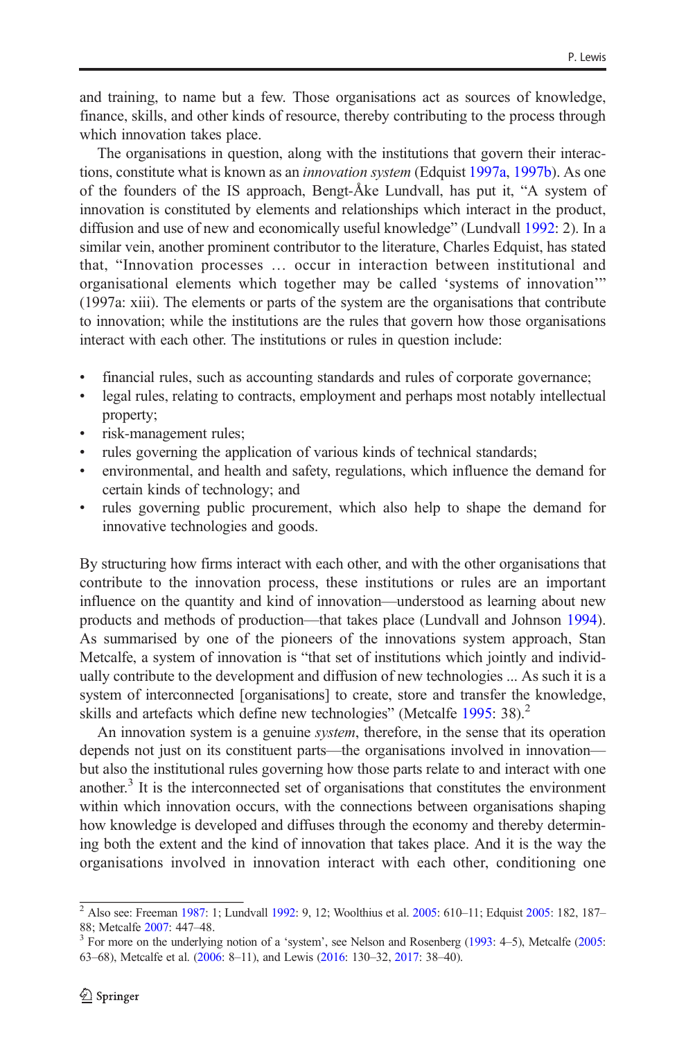and training, to name but a few. Those organisations act as sources of knowledge, finance, skills, and other kinds of resource, thereby contributing to the process through which innovation takes place.

The organisations in question, along with the institutions that govern their interactions, constitute what is known as an *innovation system* (Edquist 1997a, 1997b). As one of the founders of the IS approach, Bengt-Åke Lundvall, has put it, "A system of innovation is constituted by elements and relationships which interact in the product, diffusion and use of new and economically useful knowledge" (Lundvall 1992: 2). In a similar vein, another prominent contributor to the literature, Charles Edquist, has stated that, "Innovation processes … occur in interaction between institutional and organisational elements which together may be called 'systems of innovation'" (1997a: xiii). The elements or parts of the system are the organisations that contribute to innovation; while the institutions are the rules that govern how those organisations interact with each other. The institutions or rules in question include:

- financial rules, such as accounting standards and rules of corporate governance;
- legal rules, relating to contracts, employment and perhaps most notably intellectual property;
- risk-management rules;
- rules governing the application of various kinds of technical standards;
- environmental, and health and safety, regulations, which influence the demand for certain kinds of technology; and
- rules governing public procurement, which also help to shape the demand for innovative technologies and goods.

By structuring how firms interact with each other, and with the other organisations that contribute to the innovation process, these institutions or rules are an important influence on the quantity and kind of innovation—understood as learning about new products and methods of production—that takes place (Lundvall and Johnson 1994). As summarised by one of the pioneers of the innovations system approach, Stan Metcalfe, a system of innovation is "that set of institutions which jointly and individually contribute to the development and diffusion of new technologies ... As such it is a system of interconnected [organisations] to create, store and transfer the knowledge, skills and artefacts which define new technologies" (Metcalfe 1995: 38).[2]

An innovation system is a genuine *system*, therefore, in the sense that its operation depends not just on its constituent parts—the organisations involved in innovation—but also the institutional rules governing how those parts relate to and interact with one another.[3] It is the interconnected set of organisations that constitutes the environment within which innovation occurs, with the connections between organisations shaping how knowledge is developed and diffuses through the economy and thereby determining both the extent and the kind of innovation that takes place. And it is the way the organisations involved in innovation interact with each other, conditioning one

[2] Also see: Freeman 1987: 1; Lundvall 1992: 9, 12; Woolthius et al. 2005: 610–11; Edquist 2005: 182, 187–88; Metcalfe 2007: 447–48.

[3] For more on the underlying notion of a 'system', see Nelson and Rosenberg (1993: 4–5), Metcalfe (2005: 63–68), Metcalfe et al. (2006: 8–11), and Lewis (2016: 130–32, 2017: 38–40).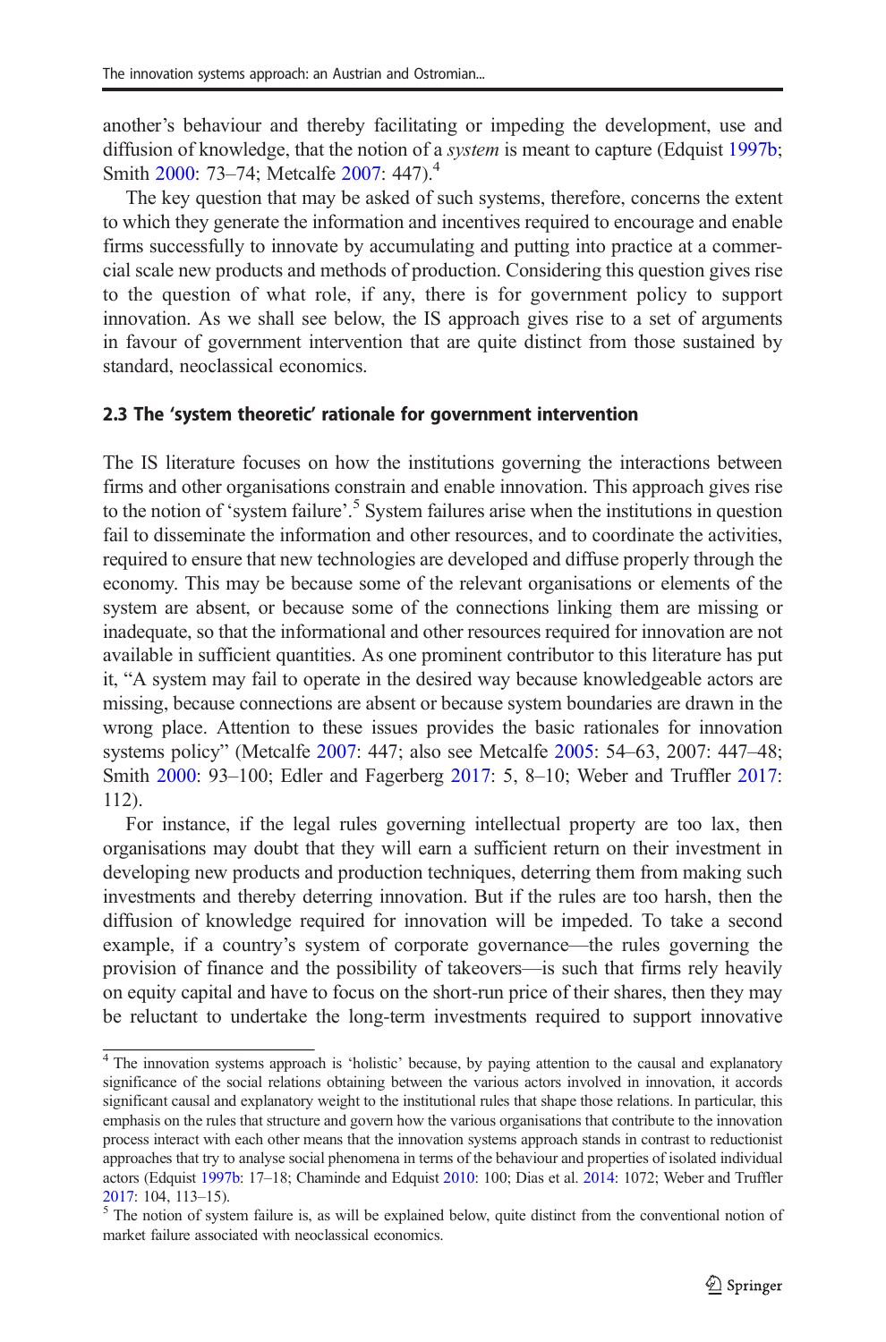another's behaviour and thereby facilitating or impeding the development, use and diffusion of knowledge, that the notion of a *system* is meant to capture (Edquist 1997b; Smith 2000: 73–74; Metcalfe 2007: 447).[4]

The key question that may be asked of such systems, therefore, concerns the extent to which they generate the information and incentives required to encourage and enable firms successfully to innovate by accumulating and putting into practice at a commercial scale new products and methods of production. Considering this question gives rise to the question of what role, if any, there is for government policy to support innovation. As we shall see below, the IS approach gives rise to a set of arguments in favour of government intervention that are quite distinct from those sustained by standard, neoclassical economics.

### 2.3 The 'system theoretic' rationale for government intervention

The IS literature focuses on how the institutions governing the interactions between firms and other organisations constrain and enable innovation. This approach gives rise to the notion of 'system failure'.[5] System failures arise when the institutions in question fail to disseminate the information and other resources, and to coordinate the activities, required to ensure that new technologies are developed and diffuse properly through the economy. This may be because some of the relevant organisations or elements of the system are absent, or because some of the connections linking them are missing or inadequate, so that the informational and other resources required for innovation are not available in sufficient quantities. As one prominent contributor to this literature has put it, "A system may fail to operate in the desired way because knowledgeable actors are missing, because connections are absent or because system boundaries are drawn in the wrong place. Attention to these issues provides the basic rationales for innovation systems policy" (Metcalfe 2007: 447; also see Metcalfe 2005: 54–63, 2007: 447–48; Smith 2000: 93–100; Edler and Fagerberg 2017: 5, 8–10; Weber and Truffler 2017: 112).

For instance, if the legal rules governing intellectual property are too lax, then organisations may doubt that they will earn a sufficient return on their investment in developing new products and production techniques, deterring them from making such investments and thereby deterring innovation. But if the rules are too harsh, then the diffusion of knowledge required for innovation will be impeded. To take a second example, if a country's system of corporate governance—the rules governing the provision of finance and the possibility of takeovers—is such that firms rely heavily on equity capital and have to focus on the short-run price of their shares, then they may be reluctant to undertake the long-term investments required to support innovative

---

[4] The innovation systems approach is 'holistic' because, by paying attention to the causal and explanatory significance of the social relations obtaining between the various actors involved in innovation, it accords significant causal and explanatory weight to the institutional rules that shape those relations. In particular, this emphasis on the rules that structure and govern how the various organisations that contribute to the innovation process interact with each other means that the innovation systems approach stands in contrast to reductionist approaches that try to analyse social phenomena in terms of the behaviour and properties of isolated individual actors (Edquist 1997b: 17–18; Chaminde and Edquist 2010: 100; Dias et al. 2014: 1072; Weber and Truffler 2017: 104, 113–15).

[5] The notion of system failure is, as will be explained below, quite distinct from the conventional notion of market failure associated with neoclassical economics.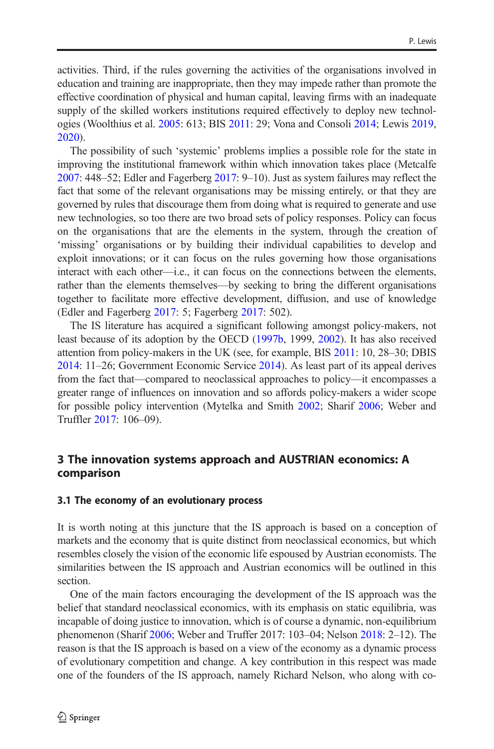activities. Third, if the rules governing the activities of the organisations involved in education and training are inappropriate, then they may impede rather than promote the effective coordination of physical and human capital, leaving firms with an inadequate supply of the skilled workers institutions required effectively to deploy new technologies (Woolthius et al. 2005: 613; BIS 2011: 29; Vona and Consoli 2014; Lewis 2019, 2020).

The possibility of such 'systemic' problems implies a possible role for the state in improving the institutional framework within which innovation takes place (Metcalfe 2007: 448–52; Edler and Fagerberg 2017: 9–10). Just as system failures may reflect the fact that some of the relevant organisations may be missing entirely, or that they are governed by rules that discourage them from doing what is required to generate and use new technologies, so too there are two broad sets of policy responses. Policy can focus on the organisations that are the elements in the system, through the creation of 'missing' organisations or by building their individual capabilities to develop and exploit innovations; or it can focus on the rules governing how those organisations interact with each other—i.e., it can focus on the connections between the elements, rather than the elements themselves—by seeking to bring the different organisations together to facilitate more effective development, diffusion, and use of knowledge (Edler and Fagerberg 2017: 5; Fagerberg 2017: 502).

The IS literature has acquired a significant following amongst policy-makers, not least because of its adoption by the OECD (1997b, 1999, 2002). It has also received attention from policy-makers in the UK (see, for example, BIS 2011: 10, 28–30; DBIS 2014: 11–26; Government Economic Service 2014). As least part of its appeal derives from the fact that—compared to neoclassical approaches to policy—it encompasses a greater range of influences on innovation and so affords policy-makers a wider scope for possible policy intervention (Mytelka and Smith 2002; Sharif 2006; Weber and Truffler 2017: 106–09).

## 3 The innovation systems approach and AUSTRIAN economics: A comparison

### 3.1 The economy of an evolutionary process

It is worth noting at this juncture that the IS approach is based on a conception of markets and the economy that is quite distinct from neoclassical economics, but which resembles closely the vision of the economic life espoused by Austrian economists. The similarities between the IS approach and Austrian economics will be outlined in this section.

One of the main factors encouraging the development of the IS approach was the belief that standard neoclassical economics, with its emphasis on static equilibria, was incapable of doing justice to innovation, which is of course a dynamic, non-equilibrium phenomenon (Sharif 2006; Weber and Truffer 2017: 103–04; Nelson 2018: 2–12). The reason is that the IS approach is based on a view of the economy as a dynamic process of evolutionary competition and change. A key contribution in this respect was made one of the founders of the IS approach, namely Richard Nelson, who along with co-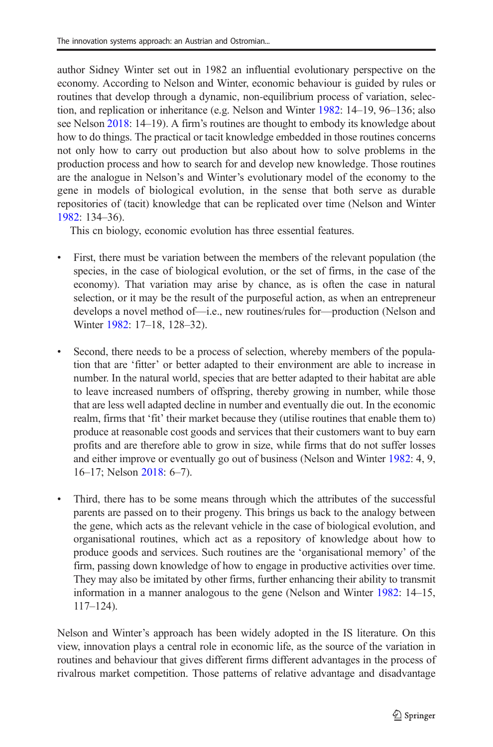author Sidney Winter set out in 1982 an influential evolutionary perspective on the economy. According to Nelson and Winter, economic behaviour is guided by rules or routines that develop through a dynamic, non-equilibrium process of variation, selection, and replication or inheritance (e.g. Nelson and Winter 1982: 14–19, 96–136; also see Nelson 2018: 14–19). A firm's routines are thought to embody its knowledge about how to do things. The practical or tacit knowledge embedded in those routines concerns not only how to carry out production but also about how to solve problems in the production process and how to search for and develop new knowledge. Those routines are the analogue in Nelson's and Winter's evolutionary model of the economy to the gene in models of biological evolution, in the sense that both serve as durable repositories of (tacit) knowledge that can be replicated over time (Nelson and Winter 1982: 134–36).

This cn biology, economic evolution has three essential features.

- First, there must be variation between the members of the relevant population (the species, in the case of biological evolution, or the set of firms, in the case of the economy). That variation may arise by chance, as is often the case in natural selection, or it may be the result of the purposeful action, as when an entrepreneur develops a novel method of—i.e., new routines/rules for—production (Nelson and Winter 1982: 17–18, 128–32).

- Second, there needs to be a process of selection, whereby members of the population that are 'fitter' or better adapted to their environment are able to increase in number. In the natural world, species that are better adapted to their habitat are able to leave increased numbers of offspring, thereby growing in number, while those that are less well adapted decline in number and eventually die out. In the economic realm, firms that 'fit' their market because they (utilise routines that enable them to) produce at reasonable cost goods and services that their customers want to buy earn profits and are therefore able to grow in size, while firms that do not suffer losses and either improve or eventually go out of business (Nelson and Winter 1982: 4, 9, 16–17; Nelson 2018: 6–7).

- Third, there has to be some means through which the attributes of the successful parents are passed on to their progeny. This brings us back to the analogy between the gene, which acts as the relevant vehicle in the case of biological evolution, and organisational routines, which act as a repository of knowledge about how to produce goods and services. Such routines are the 'organisational memory' of the firm, passing down knowledge of how to engage in productive activities over time. They may also be imitated by other firms, further enhancing their ability to transmit information in a manner analogous to the gene (Nelson and Winter 1982: 14–15, 117–124).

Nelson and Winter's approach has been widely adopted in the IS literature. On this view, innovation plays a central role in economic life, as the source of the variation in routines and behaviour that gives different firms different advantages in the process of rivalrous market competition. Those patterns of relative advantage and disadvantage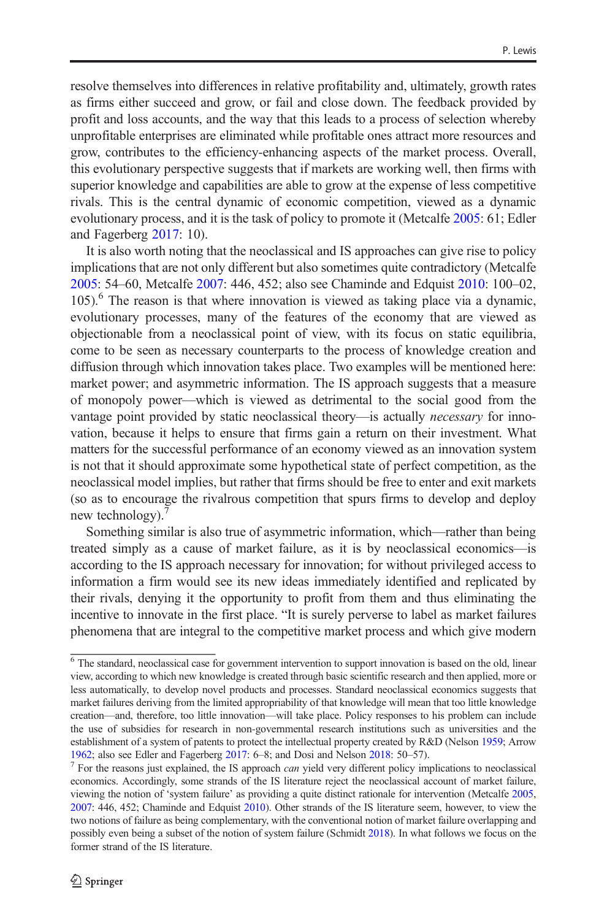resolve themselves into differences in relative profitability and, ultimately, growth rates as firms either succeed and grow, or fail and close down. The feedback provided by profit and loss accounts, and the way that this leads to a process of selection whereby unprofitable enterprises are eliminated while profitable ones attract more resources and grow, contributes to the efficiency-enhancing aspects of the market process. Overall, this evolutionary perspective suggests that if markets are working well, then firms with superior knowledge and capabilities are able to grow at the expense of less competitive rivals. This is the central dynamic of economic competition, viewed as a dynamic evolutionary process, and it is the task of policy to promote it (Metcalfe 2005: 61; Edler and Fagerberg 2017: 10).

It is also worth noting that the neoclassical and IS approaches can give rise to policy implications that are not only different but also sometimes quite contradictory (Metcalfe 2005: 54–60, Metcalfe 2007: 446, 452; also see Chaminde and Edquist 2010: 100–02, 105).[6] The reason is that where innovation is viewed as taking place via a dynamic, evolutionary processes, many of the features of the economy that are viewed as objectionable from a neoclassical point of view, with its focus on static equilibria, come to be seen as necessary counterparts to the process of knowledge creation and diffusion through which innovation takes place. Two examples will be mentioned here: market power; and asymmetric information. The IS approach suggests that a measure of monopoly power—which is viewed as detrimental to the social good from the vantage point provided by static neoclassical theory—is actually *necessary* for innovation, because it helps to ensure that firms gain a return on their investment. What matters for the successful performance of an economy viewed as an innovation system is not that it should approximate some hypothetical state of perfect competition, as the neoclassical model implies, but rather that firms should be free to enter and exit markets (so as to encourage the rivalrous competition that spurs firms to develop and deploy new technology).[7]

Something similar is also true of asymmetric information, which—rather than being treated simply as a cause of market failure, as it is by neoclassical economics—is according to the IS approach necessary for innovation; for without privileged access to information a firm would see its new ideas immediately identified and replicated by their rivals, denying it the opportunity to profit from them and thus eliminating the incentive to innovate in the first place. "It is surely perverse to label as market failures phenomena that are integral to the competitive market process and which give modern

---

[6] The standard, neoclassical case for government intervention to support innovation is based on the old, linear view, according to which new knowledge is created through basic scientific research and then applied, more or less automatically, to develop novel products and processes. Standard neoclassical economics suggests that market failures deriving from the limited appropriability of that knowledge will mean that too little knowledge creation—and, therefore, too little innovation—will take place. Policy responses to his problem can include the use of subsidies for research in non-governmental research institutions such as universities and the establishment of a system of patents to protect the intellectual property created by R&D (Nelson 1959; Arrow 1962; also see Edler and Fagerberg 2017: 6–8; and Dosi and Nelson 2018: 50–57).

[7] For the reasons just explained, the IS approach *can* yield very different policy implications to neoclassical economics. Accordingly, some strands of the IS literature reject the neoclassical account of market failure, viewing the notion of 'system failure' as providing a quite distinct rationale for intervention (Metcalfe 2005, 2007: 446, 452; Chaminde and Edquist 2010). Other strands of the IS literature seem, however, to view the two notions of failure as being complementary, with the conventional notion of market failure overlapping and possibly even being a subset of the notion of system failure (Schmidt 2018). In what follows we focus on the former strand of the IS literature.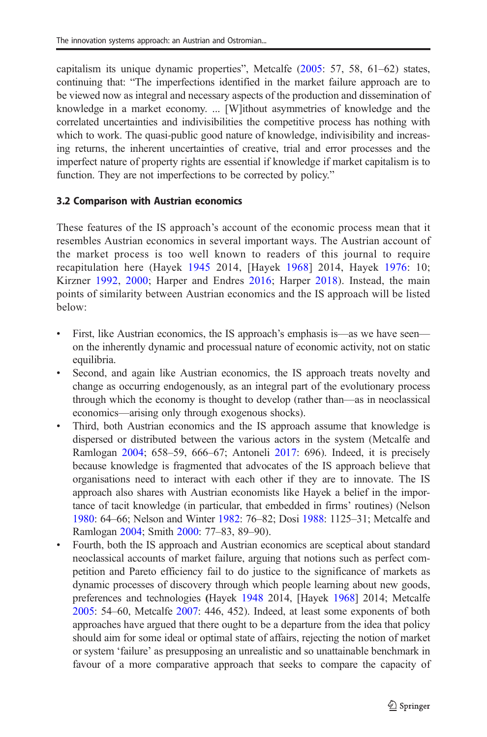capitalism its unique dynamic properties", Metcalfe (2005: 57, 58, 61–62) states, continuing that: "The imperfections identified in the market failure approach are to be viewed now as integral and necessary aspects of the production and dissemination of knowledge in a market economy. ... [W]ithout asymmetries of knowledge and the correlated uncertainties and indivisibilities the competitive process has nothing with which to work. The quasi-public good nature of knowledge, indivisibility and increasing returns, the inherent uncertainties of creative, trial and error processes and the imperfect nature of property rights are essential if knowledge if market capitalism is to function. They are not imperfections to be corrected by policy."

### 3.2 Comparison with Austrian economics

These features of the IS approach's account of the economic process mean that it resembles Austrian economics in several important ways. The Austrian account of the market process is too well known to readers of this journal to require recapitulation here (Hayek 1945 2014, [Hayek 1968] 2014, Hayek 1976: 10; Kirzner 1992, 2000; Harper and Endres 2016; Harper 2018). Instead, the main points of similarity between Austrian economics and the IS approach will be listed below:

- First, like Austrian economics, the IS approach's emphasis is—as we have seen—on the inherently dynamic and processual nature of economic activity, not on static equilibria.
- Second, and again like Austrian economics, the IS approach treats novelty and change as occurring endogenously, as an integral part of the evolutionary process through which the economy is thought to develop (rather than—as in neoclassical economics—arising only through exogenous shocks).
- Third, both Austrian economics and the IS approach assume that knowledge is dispersed or distributed between the various actors in the system (Metcalfe and Ramlogan 2004; 658–59, 666–67; Antoneli 2017: 696). Indeed, it is precisely because knowledge is fragmented that advocates of the IS approach believe that organisations need to interact with each other if they are to innovate. The IS approach also shares with Austrian economists like Hayek a belief in the importance of tacit knowledge (in particular, that embedded in firms' routines) (Nelson 1980: 64–66; Nelson and Winter 1982: 76–82; Dosi 1988: 1125–31; Metcalfe and Ramlogan 2004; Smith 2000: 77–83, 89–90).
- Fourth, both the IS approach and Austrian economics are sceptical about standard neoclassical accounts of market failure, arguing that notions such as perfect competition and Pareto efficiency fail to do justice to the significance of markets as dynamic processes of discovery through which people learning about new goods, preferences and technologies (Hayek 1948 2014, [Hayek 1968] 2014; Metcalfe 2005: 54–60, Metcalfe 2007: 446, 452). Indeed, at least some exponents of both approaches have argued that there ought to be a departure from the idea that policy should aim for some ideal or optimal state of affairs, rejecting the notion of market or system 'failure' as presupposing an unrealistic and so unattainable benchmark in favour of a more comparative approach that seeks to compare the capacity of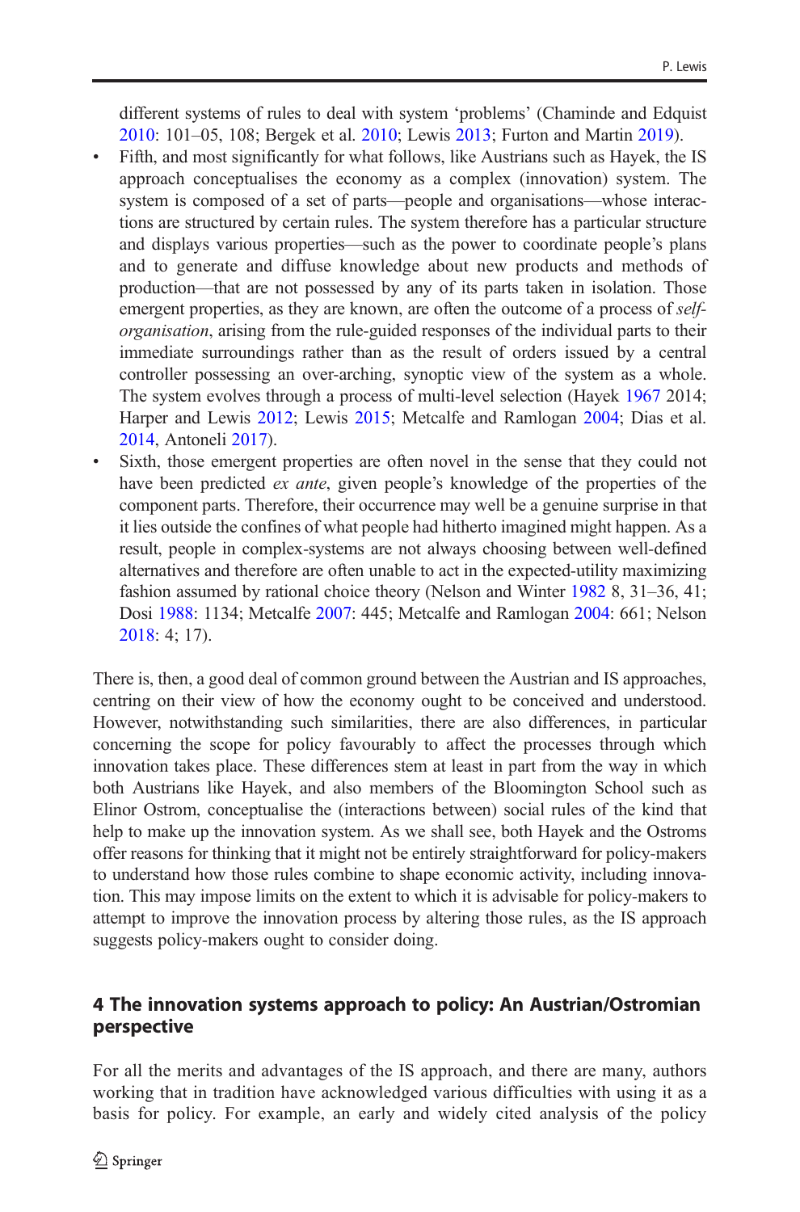different systems of rules to deal with system 'problems' (Chaminde and Edquist 2010: 101–05, 108; Bergek et al. 2010; Lewis 2013; Furton and Martin 2019).

- Fifth, and most significantly for what follows, like Austrians such as Hayek, the IS approach conceptualises the economy as a complex (innovation) system. The system is composed of a set of parts—people and organisations—whose interactions are structured by certain rules. The system therefore has a particular structure and displays various properties—such as the power to coordinate people's plans and to generate and diffuse knowledge about new products and methods of production—that are not possessed by any of its parts taken in isolation. Those emergent properties, as they are known, are often the outcome of a process of *self-organisation*, arising from the rule-guided responses of the individual parts to their immediate surroundings rather than as the result of orders issued by a central controller possessing an over-arching, synoptic view of the system as a whole. The system evolves through a process of multi-level selection (Hayek 1967 2014; Harper and Lewis 2012; Lewis 2015; Metcalfe and Ramlogan 2004; Dias et al. 2014, Antoneli 2017).
- Sixth, those emergent properties are often novel in the sense that they could not have been predicted *ex ante*, given people's knowledge of the properties of the component parts. Therefore, their occurrence may well be a genuine surprise in that it lies outside the confines of what people had hitherto imagined might happen. As a result, people in complex-systems are not always choosing between well-defined alternatives and therefore are often unable to act in the expected-utility maximizing fashion assumed by rational choice theory (Nelson and Winter 1982 8, 31–36, 41; Dosi 1988: 1134; Metcalfe 2007: 445; Metcalfe and Ramlogan 2004: 661; Nelson 2018: 4; 17).

There is, then, a good deal of common ground between the Austrian and IS approaches, centring on their view of how the economy ought to be conceived and understood. However, notwithstanding such similarities, there are also differences, in particular concerning the scope for policy favourably to affect the processes through which innovation takes place. These differences stem at least in part from the way in which both Austrians like Hayek, and also members of the Bloomington School such as Elinor Ostrom, conceptualise the (interactions between) social rules of the kind that help to make up the innovation system. As we shall see, both Hayek and the Ostroms offer reasons for thinking that it might not be entirely straightforward for policy-makers to understand how those rules combine to shape economic activity, including innovation. This may impose limits on the extent to which it is advisable for policy-makers to attempt to improve the innovation process by altering those rules, as the IS approach suggests policy-makers ought to consider doing.

## 4 The innovation systems approach to policy: An Austrian/Ostromian perspective

For all the merits and advantages of the IS approach, and there are many, authors working that in tradition have acknowledged various difficulties with using it as a basis for policy. For example, an early and widely cited analysis of the policy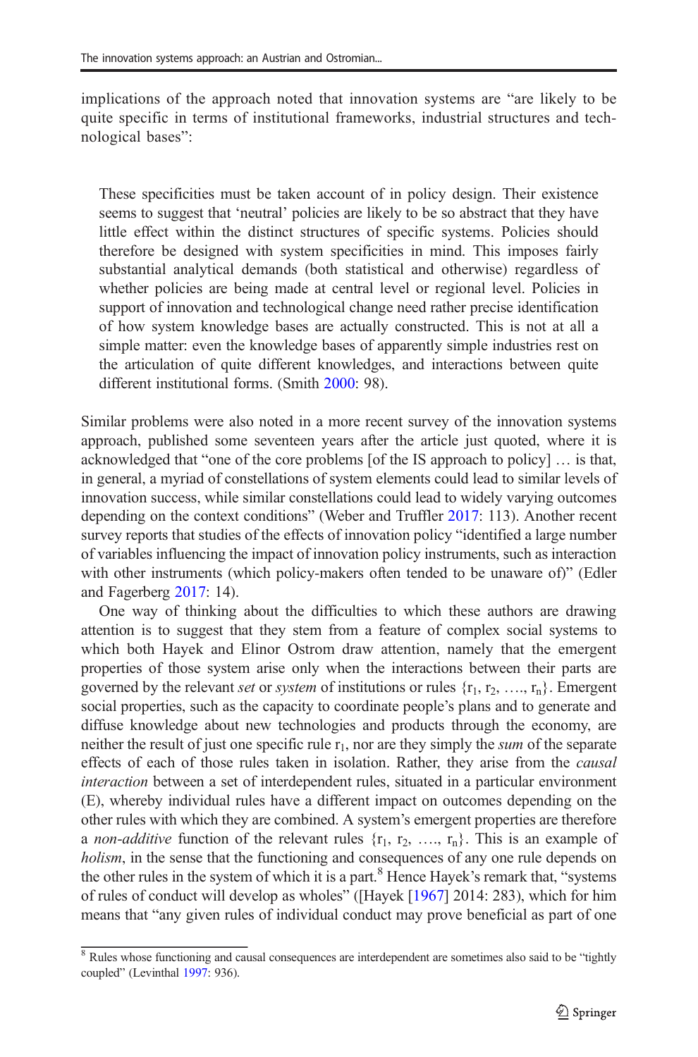implications of the approach noted that innovation systems are "are likely to be quite specific in terms of institutional frameworks, industrial structures and technological bases":

> These specificities must be taken account of in policy design. Their existence seems to suggest that 'neutral' policies are likely to be so abstract that they have little effect within the distinct structures of specific systems. Policies should therefore be designed with system specificities in mind. This imposes fairly substantial analytical demands (both statistical and otherwise) regardless of whether policies are being made at central level or regional level. Policies in support of innovation and technological change need rather precise identification of how system knowledge bases are actually constructed. This is not at all a simple matter: even the knowledge bases of apparently simple industries rest on the articulation of quite different knowledges, and interactions between quite different institutional forms. (Smith 2000: 98).

Similar problems were also noted in a more recent survey of the innovation systems approach, published some seventeen years after the article just quoted, where it is acknowledged that "one of the core problems [of the IS approach to policy] … is that, in general, a myriad of constellations of system elements could lead to similar levels of innovation success, while similar constellations could lead to widely varying outcomes depending on the context conditions" (Weber and Truffler 2017: 113). Another recent survey reports that studies of the effects of innovation policy "identified a large number of variables influencing the impact of innovation policy instruments, such as interaction with other instruments (which policy-makers often tended to be unaware of)" (Edler and Fagerberg 2017: 14).

One way of thinking about the difficulties to which these authors are drawing attention is to suggest that they stem from a feature of complex social systems to which both Hayek and Elinor Ostrom draw attention, namely that the emergent properties of those system arise only when the interactions between their parts are governed by the relevant *set* or *system* of institutions or rules $\{r_1, r_2, \ldots, r_n\}$. Emergent social properties, such as the capacity to coordinate people's plans and to generate and diffuse knowledge about new technologies and products through the economy, are neither the result of just one specific rule $r_1$, nor are they simply the *sum* of the separate effects of each of those rules taken in isolation. Rather, they arise from the *causal interaction* between a set of interdependent rules, situated in a particular environment (E), whereby individual rules have a different impact on outcomes depending on the other rules with which they are combined. A system's emergent properties are therefore a *non-additive* function of the relevant rules $\{r_1, r_2, \ldots, r_n\}$. This is an example of *holism*, in the sense that the functioning and consequences of any one rule depends on the other rules in the system of which it is a part.[8] Hence Hayek's remark that, "systems of rules of conduct will develop as wholes" ([Hayek [1967] 2014: 283), which for him means that "any given rules of individual conduct may prove beneficial as part of one

[8] Rules whose functioning and causal consequences are interdependent are sometimes also said to be "tightly coupled" (Levinthal 1997: 936).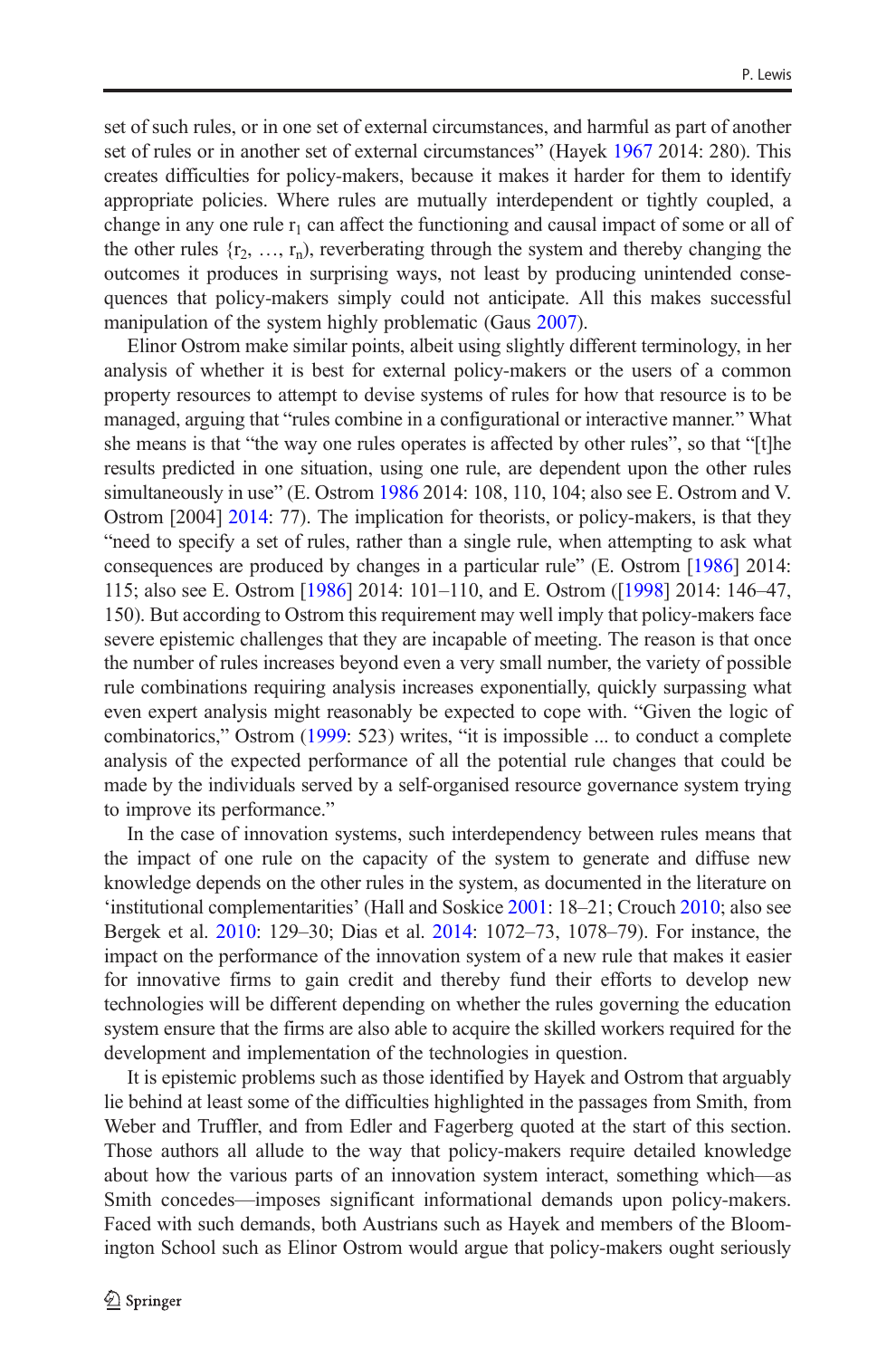set of such rules, or in one set of external circumstances, and harmful as part of another set of rules or in another set of external circumstances" (Hayek 1967 2014: 280). This creates difficulties for policy-makers, because it makes it harder for them to identify appropriate policies. Where rules are mutually interdependent or tightly coupled, a change in any one rule $r_1$ can affect the functioning and causal impact of some or all of the other rules $\{r_2, \ldots, r_n\}$, reverberating through the system and thereby changing the outcomes it produces in surprising ways, not least by producing unintended consequences that policy-makers simply could not anticipate. All this makes successful manipulation of the system highly problematic (Gaus 2007).

Elinor Ostrom make similar points, albeit using slightly different terminology, in her analysis of whether it is best for external policy-makers or the users of a common property resources to attempt to devise systems of rules for how that resource is to be managed, arguing that "rules combine in a configurational or interactive manner." What she means is that "the way one rules operates is affected by other rules", so that "[t]he results predicted in one situation, using one rule, are dependent upon the other rules simultaneously in use" (E. Ostrom 1986 2014: 108, 110, 104; also see E. Ostrom and V. Ostrom [2004] 2014: 77). The implication for theorists, or policy-makers, is that they "need to specify a set of rules, rather than a single rule, when attempting to ask what consequences are produced by changes in a particular rule" (E. Ostrom [1986] 2014: 115; also see E. Ostrom [1986] 2014: 101–110, and E. Ostrom ([1998] 2014: 146–47, 150). But according to Ostrom this requirement may well imply that policy-makers face severe epistemic challenges that they are incapable of meeting. The reason is that once the number of rules increases beyond even a very small number, the variety of possible rule combinations requiring analysis increases exponentially, quickly surpassing what even expert analysis might reasonably be expected to cope with. "Given the logic of combinatorics," Ostrom (1999: 523) writes, "it is impossible ... to conduct a complete analysis of the expected performance of all the potential rule changes that could be made by the individuals served by a self-organised resource governance system trying to improve its performance."

In the case of innovation systems, such interdependency between rules means that the impact of one rule on the capacity of the system to generate and diffuse new knowledge depends on the other rules in the system, as documented in the literature on 'institutional complementarities' (Hall and Soskice 2001: 18–21; Crouch 2010; also see Bergek et al. 2010: 129–30; Dias et al. 2014: 1072–73, 1078–79). For instance, the impact on the performance of the innovation system of a new rule that makes it easier for innovative firms to gain credit and thereby fund their efforts to develop new technologies will be different depending on whether the rules governing the education system ensure that the firms are also able to acquire the skilled workers required for the development and implementation of the technologies in question.

It is epistemic problems such as those identified by Hayek and Ostrom that arguably lie behind at least some of the difficulties highlighted in the passages from Smith, from Weber and Truffler, and from Edler and Fagerberg quoted at the start of this section. Those authors all allude to the way that policy-makers require detailed knowledge about how the various parts of an innovation system interact, something which—as Smith concedes—imposes significant informational demands upon policy-makers. Faced with such demands, both Austrians such as Hayek and members of the Bloomington School such as Elinor Ostrom would argue that policy-makers ought seriously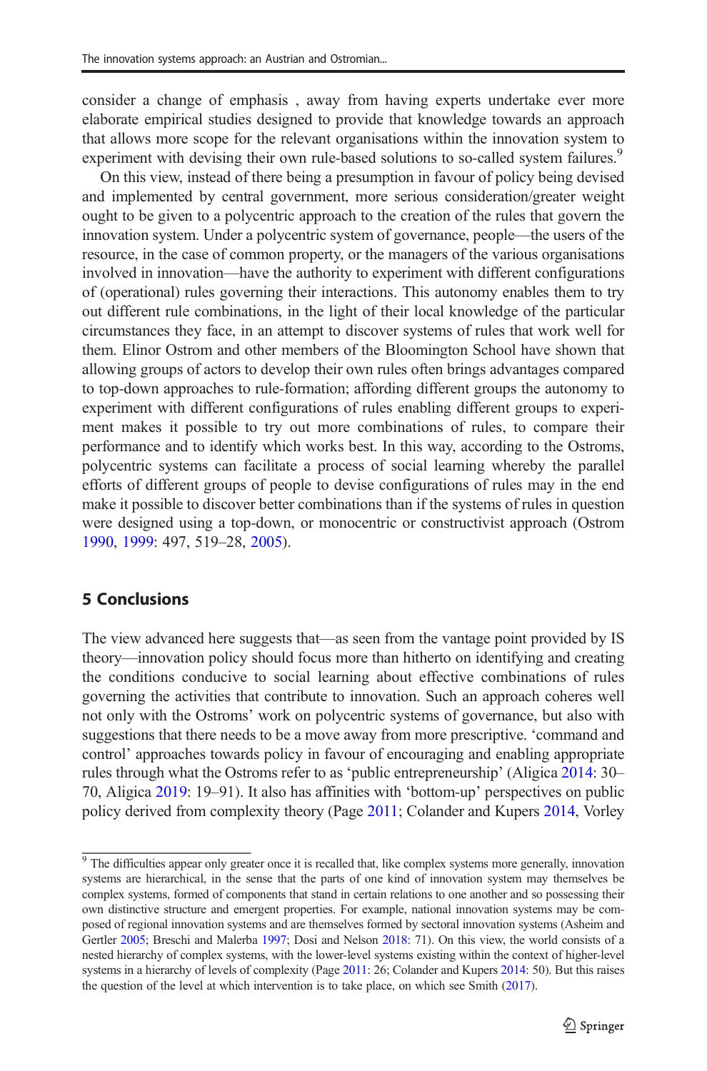consider a change of emphasis , away from having experts undertake ever more elaborate empirical studies designed to provide that knowledge towards an approach that allows more scope for the relevant organisations within the innovation system to experiment with devising their own rule-based solutions to so-called system failures.[9]

On this view, instead of there being a presumption in favour of policy being devised and implemented by central government, more serious consideration/greater weight ought to be given to a polycentric approach to the creation of the rules that govern the innovation system. Under a polycentric system of governance, people—the users of the resource, in the case of common property, or the managers of the various organisations involved in innovation—have the authority to experiment with different configurations of (operational) rules governing their interactions. This autonomy enables them to try out different rule combinations, in the light of their local knowledge of the particular circumstances they face, in an attempt to discover systems of rules that work well for them. Elinor Ostrom and other members of the Bloomington School have shown that allowing groups of actors to develop their own rules often brings advantages compared to top-down approaches to rule-formation; affording different groups the autonomy to experiment with different configurations of rules enabling different groups to experiment makes it possible to try out more combinations of rules, to compare their performance and to identify which works best. In this way, according to the Ostroms, polycentric systems can facilitate a process of social learning whereby the parallel efforts of different groups of people to devise configurations of rules may in the end make it possible to discover better combinations than if the systems of rules in question were designed using a top-down, or monocentric or constructivist approach (Ostrom 1990, 1999: 497, 519–28, 2005).

## 5 Conclusions

The view advanced here suggests that—as seen from the vantage point provided by IS theory—innovation policy should focus more than hitherto on identifying and creating the conditions conducive to social learning about effective combinations of rules governing the activities that contribute to innovation. Such an approach coheres well not only with the Ostroms' work on polycentric systems of governance, but also with suggestions that there needs to be a move away from more prescriptive. 'command and control' approaches towards policy in favour of encouraging and enabling appropriate rules through what the Ostroms refer to as 'public entrepreneurship' (Aligica 2014: 30–70, Aligica 2019: 19–91). It also has affinities with 'bottom-up' perspectives on public policy derived from complexity theory (Page 2011; Colander and Kupers 2014, Vorley

---

[9] The difficulties appear only greater once it is recalled that, like complex systems more generally, innovation systems are hierarchical, in the sense that the parts of one kind of innovation system may themselves be complex systems, formed of components that stand in certain relations to one another and so possessing their own distinctive structure and emergent properties. For example, national innovation systems may be composed of regional innovation systems and are themselves formed by sectoral innovation systems (Asheim and Gertler 2005; Breschi and Malerba 1997; Dosi and Nelson 2018: 71). On this view, the world consists of a nested hierarchy of complex systems, with the lower-level systems existing within the context of higher-level systems in a hierarchy of levels of complexity (Page 2011: 26; Colander and Kupers 2014: 50). But this raises the question of the level at which intervention is to take place, on which see Smith (2017).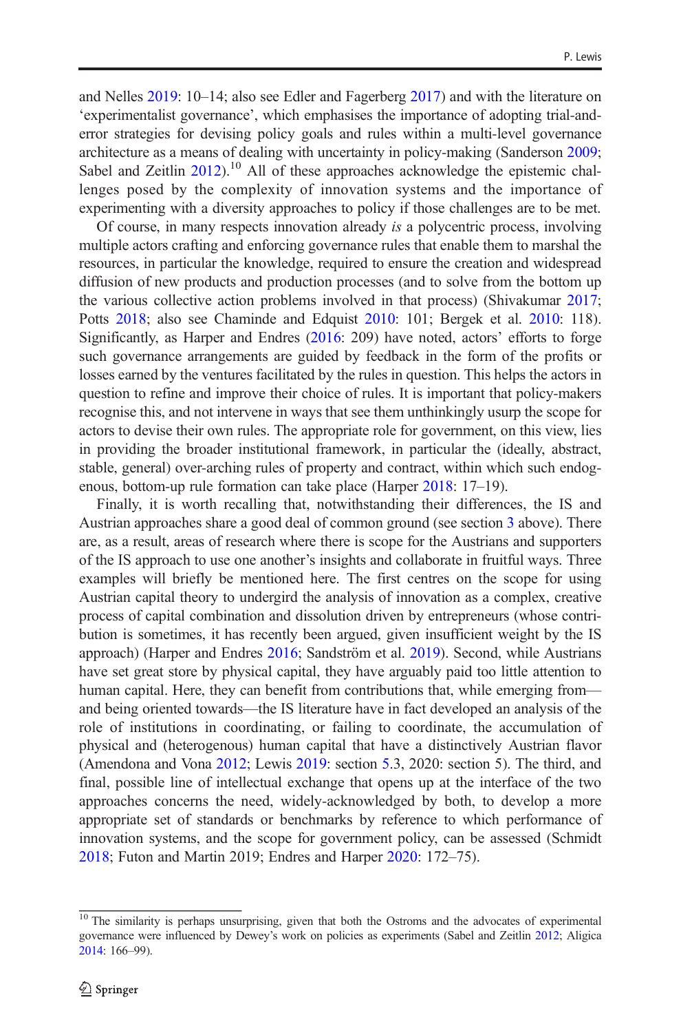and Nelles 2019: 10–14; also see Edler and Fagerberg 2017) and with the literature on 'experimentalist governance', which emphasises the importance of adopting trial-and-error strategies for devising policy goals and rules within a multi-level governance architecture as a means of dealing with uncertainty in policy-making (Sanderson 2009; Sabel and Zeitlin 2012).[10] All of these approaches acknowledge the epistemic challenges posed by the complexity of innovation systems and the importance of experimenting with a diversity approaches to policy if those challenges are to be met.

Of course, in many respects innovation already *is* a polycentric process, involving multiple actors crafting and enforcing governance rules that enable them to marshal the resources, in particular the knowledge, required to ensure the creation and widespread diffusion of new products and production processes (and to solve from the bottom up the various collective action problems involved in that process) (Shivakumar 2017; Potts 2018; also see Chaminde and Edquist 2010: 101; Bergek et al. 2010: 118). Significantly, as Harper and Endres (2016: 209) have noted, actors' efforts to forge such governance arrangements are guided by feedback in the form of the profits or losses earned by the ventures facilitated by the rules in question. This helps the actors in question to refine and improve their choice of rules. It is important that policy-makers recognise this, and not intervene in ways that see them unthinkingly usurp the scope for actors to devise their own rules. The appropriate role for government, on this view, lies in providing the broader institutional framework, in particular the (ideally, abstract, stable, general) over-arching rules of property and contract, within which such endogenous, bottom-up rule formation can take place (Harper 2018: 17–19).

Finally, it is worth recalling that, notwithstanding their differences, the IS and Austrian approaches share a good deal of common ground (see section 3 above). There are, as a result, areas of research where there is scope for the Austrians and supporters of the IS approach to use one another's insights and collaborate in fruitful ways. Three examples will briefly be mentioned here. The first centres on the scope for using Austrian capital theory to undergird the analysis of innovation as a complex, creative process of capital combination and dissolution driven by entrepreneurs (whose contribution is sometimes, it has recently been argued, given insufficient weight by the IS approach) (Harper and Endres 2016; Sandström et al. 2019). Second, while Austrians have set great store by physical capital, they have arguably paid too little attention to human capital. Here, they can benefit from contributions that, while emerging from—and being oriented towards—the IS literature have in fact developed an analysis of the role of institutions in coordinating, or failing to coordinate, the accumulation of physical and (heterogenous) human capital that have a distinctively Austrian flavor (Amendona and Vona 2012; Lewis 2019: section 5.3, 2020: section 5). The third, and final, possible line of intellectual exchange that opens up at the interface of the two approaches concerns the need, widely-acknowledged by both, to develop a more appropriate set of standards or benchmarks by reference to which performance of innovation systems, and the scope for government policy, can be assessed (Schmidt 2018; Futon and Martin 2019; Endres and Harper 2020: 172–75).

[10] The similarity is perhaps unsurprising, given that both the Ostroms and the advocates of experimental governance were influenced by Dewey's work on policies as experiments (Sabel and Zeitlin 2012; Aligica 2014: 166–99).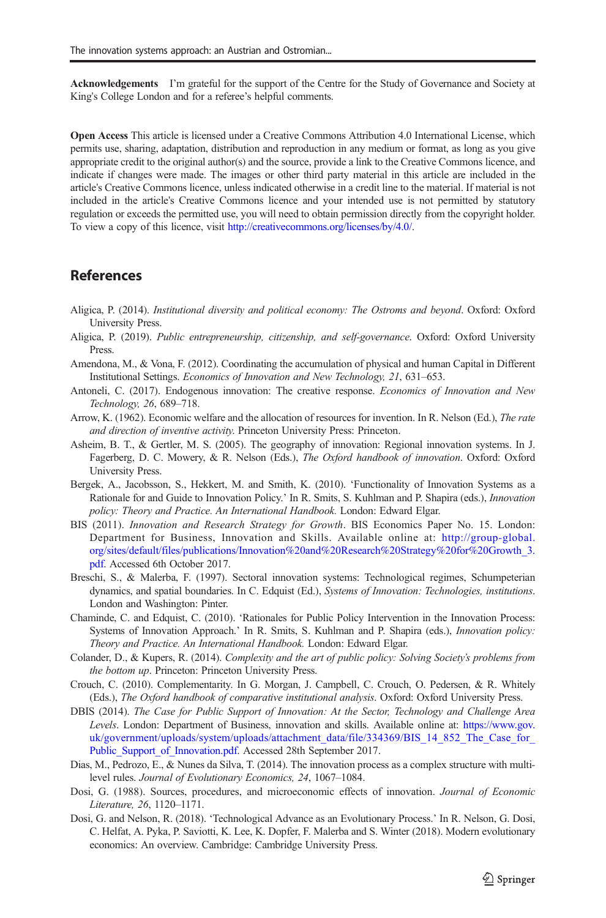**Acknowledgements** I'm grateful for the support of the Centre for the Study of Governance and Society at King's College London and for a referee's helpful comments.

**Open Access** This article is licensed under a Creative Commons Attribution 4.0 International License, which permits use, sharing, adaptation, distribution and reproduction in any medium or format, as long as you give appropriate credit to the original author(s) and the source, provide a link to the Creative Commons licence, and indicate if changes were made. The images or other third party material in this article are included in the article's Creative Commons licence, unless indicated otherwise in a credit line to the material. If material is not included in the article's Creative Commons licence and your intended use is not permitted by statutory regulation or exceeds the permitted use, you will need to obtain permission directly from the copyright holder. To view a copy of this licence, visit http://creativecommons.org/licenses/by/4.0/.

## References

Aligica, P. (2014). *Institutional diversity and political economy: The Ostroms and beyond*. Oxford: Oxford University Press.

Aligica, P. (2019). *Public entrepreneurship, citizenship, and self-governance*. Oxford: Oxford University Press.

Amendona, M., & Vona, F. (2012). Coordinating the accumulation of physical and human Capital in Different Institutional Settings. *Economics of Innovation and New Technology, 21*, 631–653.

Antoneli, C. (2017). Endogenous innovation: The creative response. *Economics of Innovation and New Technology, 26*, 689–718.

Arrow, K. (1962). Economic welfare and the allocation of resources for invention. In R. Nelson (Ed.), *The rate and direction of inventive activity*. Princeton University Press: Princeton.

Asheim, B. T., & Gertler, M. S. (2005). The geography of innovation: Regional innovation systems. In J. Fagerberg, D. C. Mowery, & R. Nelson (Eds.), *The Oxford handbook of innovation*. Oxford: Oxford University Press.

Bergek, A., Jacobsson, S., Hekkert, M. and Smith, K. (2010). 'Functionality of Innovation Systems as a Rationale for and Guide to Innovation Policy.' In R. Smits, S. Kuhlman and P. Shapira (eds.), *Innovation policy: Theory and Practice. An International Handbook.* London: Edward Elgar.

BIS (2011). *Innovation and Research Strategy for Growth*. BIS Economics Paper No. 15. London: Department for Business, Innovation and Skills. Available online at: http://group-global.org/sites/default/files/publications/Innovation%20and%20Research%20Strategy%20for%20Growth_3.pdf. Accessed 6th October 2017.

Breschi, S., & Malerba, F. (1997). Sectoral innovation systems: Technological regimes, Schumpeterian dynamics, and spatial boundaries. In C. Edquist (Ed.), *Systems of Innovation: Technologies, institutions*. London and Washington: Pinter.

Chaminde, C. and Edquist, C. (2010). 'Rationales for Public Policy Intervention in the Innovation Process: Systems of Innovation Approach.' In R. Smits, S. Kuhlman and P. Shapira (eds.), *Innovation policy: Theory and Practice. An International Handbook.* London: Edward Elgar.

Colander, D., & Kupers, R. (2014). *Complexity and the art of public policy: Solving Society's problems from the bottom up*. Princeton: Princeton University Press.

Crouch, C. (2010). Complementarity. In G. Morgan, J. Campbell, C. Crouch, O. Pedersen, & R. Whitely (Eds.), *The Oxford handbook of comparative institutional analysis*. Oxford: Oxford University Press.

DBIS (2014). *The Case for Public Support of Innovation: At the Sector, Technology and Challenge Area Levels*. London: Department of Business, innovation and skills. Available online at: https://www.gov.uk/government/uploads/system/uploads/attachment_data/file/334369/BIS_14_852_The_Case_for_Public_Support_of_Innovation.pdf. Accessed 28th September 2017.

Dias, M., Pedrozo, E., & Nunes da Silva, T. (2014). The innovation process as a complex structure with multi-level rules. *Journal of Evolutionary Economics, 24*, 1067–1084.

Dosi, G. (1988). Sources, procedures, and microeconomic effects of innovation. *Journal of Economic Literature, 26*, 1120–1171.

Dosi, G. and Nelson, R. (2018). 'Technological Advance as an Evolutionary Process.' In R. Nelson, G. Dosi, C. Helfat, A. Pyka, P. Saviotti, K. Lee, K. Dopfer, F. Malerba and S. Winter (2018). Modern evolutionary economics: An overview. Cambridge: Cambridge University Press.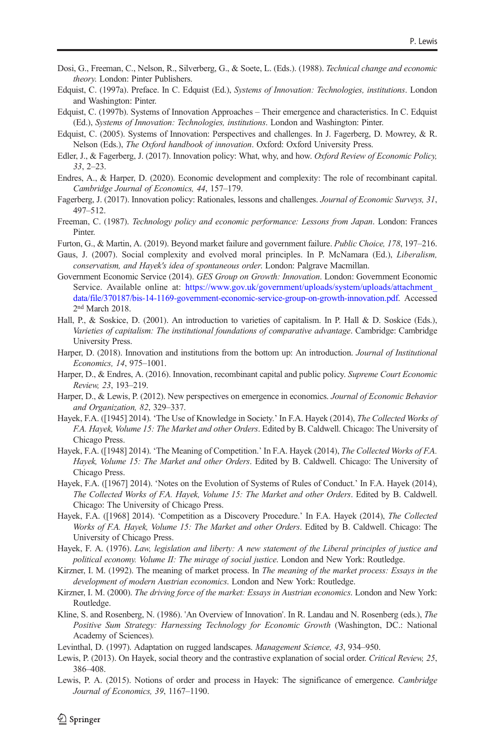Dosi, G., Freeman, C., Nelson, R., Silverberg, G., & Soete, L. (Eds.). (1988). *Technical change and economic theory*. London: Pinter Publishers.

Edquist, C. (1997a). Preface. In C. Edquist (Ed.), *Systems of Innovation: Technologies, institutions*. London and Washington: Pinter.

Edquist, C. (1997b). Systems of Innovation Approaches – Their emergence and characteristics. In C. Edquist (Ed.), *Systems of Innovation: Technologies, institutions*. London and Washington: Pinter.

Edquist, C. (2005). Systems of Innovation: Perspectives and challenges. In J. Fagerberg, D. Mowrey, & R. Nelson (Eds.), *The Oxford handbook of innovation*. Oxford: Oxford University Press.

Edler, J., & Fagerberg, J. (2017). Innovation policy: What, why, and how. *Oxford Review of Economic Policy, 33*, 2–23.

Endres, A., & Harper, D. (2020). Economic development and complexity: The role of recombinant capital. *Cambridge Journal of Economics, 44*, 157–179.

Fagerberg, J. (2017). Innovation policy: Rationales, lessons and challenges. *Journal of Economic Surveys, 31*, 497–512.

Freeman, C. (1987). *Technology policy and economic performance: Lessons from Japan*. London: Frances Pinter.

Furton, G., & Martin, A. (2019). Beyond market failure and government failure. *Public Choice, 178*, 197–216.

Gaus, J. (2007). Social complexity and evolved moral principles. In P. McNamara (Ed.), *Liberalism, conservatism, and Hayek's idea of spontaneous order*. London: Palgrave Macmillan.

Government Economic Service (2014). *GES Group on Growth: Innovation*. London: Government Economic Service. Available online at: https://www.gov.uk/government/uploads/system/uploads/attachment_data/file/370187/bis-14-1169-government-economic-service-group-on-growth-innovation.pdf. Accessed 2nd March 2018.

Hall, P., & Soskice, D. (2001). An introduction to varieties of capitalism. In P. Hall & D. Soskice (Eds.), *Varieties of capitalism: The institutional foundations of comparative advantage*. Cambridge: Cambridge University Press.

Harper, D. (2018). Innovation and institutions from the bottom up: An introduction. *Journal of Institutional Economics, 14*, 975–1001.

Harper, D., & Endres, A. (2016). Innovation, recombinant capital and public policy. *Supreme Court Economic Review, 23*, 193–219.

Harper, D., & Lewis, P. (2012). New perspectives on emergence in economics. *Journal of Economic Behavior and Organization, 82*, 329–337.

Hayek, F.A. ([1945] 2014). 'The Use of Knowledge in Society.' In F.A. Hayek (2014), *The Collected Works of F.A. Hayek, Volume 15: The Market and other Orders*. Edited by B. Caldwell. Chicago: The University of Chicago Press.

Hayek, F.A. ([1948] 2014). 'The Meaning of Competition.' In F.A. Hayek (2014), *The Collected Works of F.A. Hayek, Volume 15: The Market and other Orders*. Edited by B. Caldwell. Chicago: The University of Chicago Press.

Hayek, F.A. ([1967] 2014). 'Notes on the Evolution of Systems of Rules of Conduct.' In F.A. Hayek (2014), *The Collected Works of F.A. Hayek, Volume 15: The Market and other Orders*. Edited by B. Caldwell. Chicago: The University of Chicago Press.

Hayek, F.A. ([1968] 2014). 'Competition as a Discovery Procedure.' In F.A. Hayek (2014), *The Collected Works of F.A. Hayek, Volume 15: The Market and other Orders*. Edited by B. Caldwell. Chicago: The University of Chicago Press.

Hayek, F. A. (1976). *Law, legislation and liberty: A new statement of the Liberal principles of justice and political economy. Volume II: The mirage of social justice*. London and New York: Routledge.

Kirzner, I. M. (1992). The meaning of market process. In *The meaning of the market process: Essays in the development of modern Austrian economics*. London and New York: Routledge.

Kirzner, I. M. (2000). *The driving force of the market: Essays in Austrian economics*. London and New York: Routledge.

Kline, S. and Rosenberg, N. (1986). 'An Overview of Innovation'. In R. Landau and N. Rosenberg (eds.), *The Positive Sum Strategy: Harnessing Technology for Economic Growth* (Washington, DC.: National Academy of Sciences).

Levinthal, D. (1997). Adaptation on rugged landscapes. *Management Science, 43*, 934–950.

Lewis, P. (2013). On Hayek, social theory and the contrastive explanation of social order. *Critical Review, 25*, 386–408.

Lewis, P. A. (2015). Notions of order and process in Hayek: The significance of emergence. *Cambridge Journal of Economics, 39*, 1167–1190.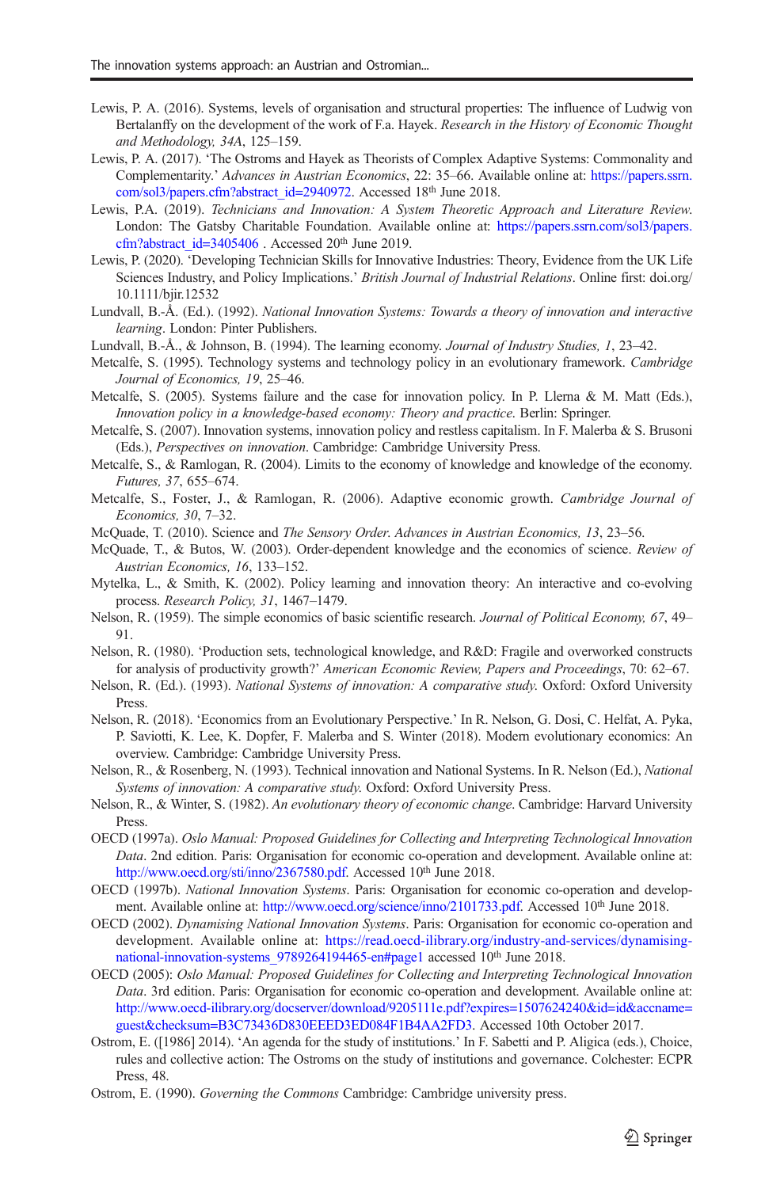Lewis, P. A. (2016). Systems, levels of organisation and structural properties: The influence of Ludwig von Bertalanffy on the development of the work of F.a. Hayek. *Research in the History of Economic Thought and Methodology, 34A*, 125–159.

Lewis, P. A. (2017). 'The Ostroms and Hayek as Theorists of Complex Adaptive Systems: Commonality and Complementarity.' *Advances in Austrian Economics*, 22: 35–66. Available online at: https://papers.ssrn.com/sol3/papers.cfm?abstract_id=2940972. Accessed 18th June 2018.

Lewis, P.A. (2019). *Technicians and Innovation: A System Theoretic Approach and Literature Review.* London: The Gatsby Charitable Foundation. Available online at: https://papers.ssrn.com/sol3/papers.cfm?abstract_id=3405406 . Accessed 20th June 2019.

Lewis, P. (2020). 'Developing Technician Skills for Innovative Industries: Theory, Evidence from the UK Life Sciences Industry, and Policy Implications.' *British Journal of Industrial Relations*. Online first: doi.org/10.1111/bjir.12532

Lundvall, B.-Å. (Ed.). (1992). *National Innovation Systems: Towards a theory of innovation and interactive learning*. London: Pinter Publishers.

Lundvall, B.-Å., & Johnson, B. (1994). The learning economy. *Journal of Industry Studies, 1*, 23–42.

Metcalfe, S. (1995). Technology systems and technology policy in an evolutionary framework. *Cambridge Journal of Economics, 19*, 25–46.

Metcalfe, S. (2005). Systems failure and the case for innovation policy. In P. Llerna & M. Matt (Eds.), *Innovation policy in a knowledge-based economy: Theory and practice*. Berlin: Springer.

Metcalfe, S. (2007). Innovation systems, innovation policy and restless capitalism. In F. Malerba & S. Brusoni (Eds.), *Perspectives on innovation*. Cambridge: Cambridge University Press.

Metcalfe, S., & Ramlogan, R. (2004). Limits to the economy of knowledge and knowledge of the economy. *Futures, 37*, 655–674.

Metcalfe, S., Foster, J., & Ramlogan, R. (2006). Adaptive economic growth. *Cambridge Journal of Economics, 30*, 7–32.

McQuade, T. (2010). Science and *The Sensory Order*. *Advances in Austrian Economics, 13*, 23–56.

McQuade, T., & Butos, W. (2003). Order-dependent knowledge and the economics of science. *Review of Austrian Economics, 16*, 133–152.

Mytelka, L., & Smith, K. (2002). Policy learning and innovation theory: An interactive and co-evolving process. *Research Policy, 31*, 1467–1479.

Nelson, R. (1959). The simple economics of basic scientific research. *Journal of Political Economy, 67*, 49–91.

Nelson, R. (1980). 'Production sets, technological knowledge, and R&D: Fragile and overworked constructs for analysis of productivity growth?' *American Economic Review, Papers and Proceedings*, 70: 62–67.

Nelson, R. (Ed.). (1993). *National Systems of innovation: A comparative study*. Oxford: Oxford University Press.

Nelson, R. (2018). 'Economics from an Evolutionary Perspective.' In R. Nelson, G. Dosi, C. Helfat, A. Pyka, P. Saviotti, K. Lee, K. Dopfer, F. Malerba and S. Winter (2018). Modern evolutionary economics: An overview. Cambridge: Cambridge University Press.

Nelson, R., & Rosenberg, N. (1993). Technical innovation and National Systems. In R. Nelson (Ed.), *National Systems of innovation: A comparative study*. Oxford: Oxford University Press.

Nelson, R., & Winter, S. (1982). *An evolutionary theory of economic change*. Cambridge: Harvard University Press.

OECD (1997a). *Oslo Manual: Proposed Guidelines for Collecting and Interpreting Technological Innovation Data*. 2nd edition. Paris: Organisation for economic co-operation and development. Available online at: http://www.oecd.org/sti/inno/2367580.pdf. Accessed 10th June 2018.

OECD (1997b). *National Innovation Systems*. Paris: Organisation for economic co-operation and development. Available online at: http://www.oecd.org/science/inno/2101733.pdf. Accessed 10th June 2018.

OECD (2002). *Dynamising National Innovation Systems*. Paris: Organisation for economic co-operation and development. Available online at: https://read.oecd-ilibrary.org/industry-and-services/dynamising-national-innovation-systems_9789264194465-en#page1 accessed 10th June 2018.

OECD (2005): *Oslo Manual: Proposed Guidelines for Collecting and Interpreting Technological Innovation Data*. 3rd edition. Paris: Organisation for economic co-operation and development. Available online at: http://www.oecd-ilibrary.org/docserver/download/9205111e.pdf?expires=1507624240&id=id&accname=guest&checksum=B3C73436D830EEED3ED084F1B4AA2FD3. Accessed 10th October 2017.

Ostrom, E. ([1986] 2014). 'An agenda for the study of institutions.' In F. Sabetti and P. Aligica (eds.), Choice, rules and collective action: The Ostroms on the study of institutions and governance. Colchester: ECPR Press, 48.

Ostrom, E. (1990). *Governing the Commons* Cambridge: Cambridge university press.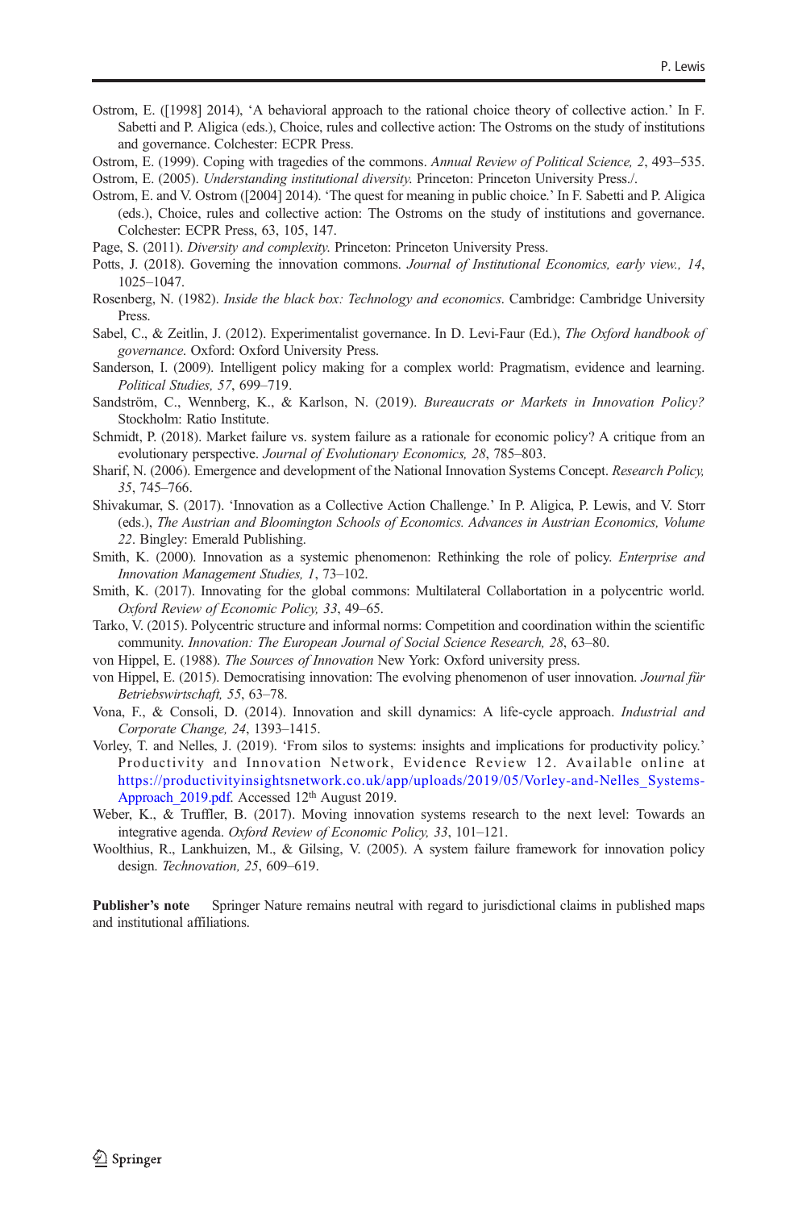Ostrom, E. ([1998] 2014), 'A behavioral approach to the rational choice theory of collective action.' In F. Sabetti and P. Aligica (eds.), Choice, rules and collective action: The Ostroms on the study of institutions and governance. Colchester: ECPR Press.

Ostrom, E. (1999). Coping with tragedies of the commons. *Annual Review of Political Science, 2*, 493–535.

Ostrom, E. (2005). *Understanding institutional diversity.* Princeton: Princeton University Press./.

Ostrom, E. and V. Ostrom ([2004] 2014). 'The quest for meaning in public choice.' In F. Sabetti and P. Aligica (eds.), Choice, rules and collective action: The Ostroms on the study of institutions and governance. Colchester: ECPR Press, 63, 105, 147.

Page, S. (2011). *Diversity and complexity.* Princeton: Princeton University Press.

Potts, J. (2018). Governing the innovation commons. *Journal of Institutional Economics, early view., 14*, 1025–1047.

Rosenberg, N. (1982). *Inside the black box: Technology and economics*. Cambridge: Cambridge University Press.

Sabel, C., & Zeitlin, J. (2012). Experimentalist governance. In D. Levi-Faur (Ed.), *The Oxford handbook of governance*. Oxford: Oxford University Press.

Sanderson, I. (2009). Intelligent policy making for a complex world: Pragmatism, evidence and learning. *Political Studies, 57*, 699–719.

Sandström, C., Wennberg, K., & Karlson, N. (2019). *Bureaucrats or Markets in Innovation Policy?* Stockholm: Ratio Institute.

Schmidt, P. (2018). Market failure vs. system failure as a rationale for economic policy? A critique from an evolutionary perspective. *Journal of Evolutionary Economics, 28*, 785–803.

Sharif, N. (2006). Emergence and development of the National Innovation Systems Concept. *Research Policy, 35*, 745–766.

Shivakumar, S. (2017). 'Innovation as a Collective Action Challenge.' In P. Aligica, P. Lewis, and V. Storr (eds.), *The Austrian and Bloomington Schools of Economics. Advances in Austrian Economics, Volume 22*. Bingley: Emerald Publishing.

Smith, K. (2000). Innovation as a systemic phenomenon: Rethinking the role of policy. *Enterprise and Innovation Management Studies, 1*, 73–102.

Smith, K. (2017). Innovating for the global commons: Multilateral Collabortation in a polycentric world. *Oxford Review of Economic Policy, 33*, 49–65.

Tarko, V. (2015). Polycentric structure and informal norms: Competition and coordination within the scientific community. *Innovation: The European Journal of Social Science Research, 28*, 63–80.

von Hippel, E. (1988). *The Sources of Innovation* New York: Oxford university press.

von Hippel, E. (2015). Democratising innovation: The evolving phenomenon of user innovation. *Journal für Betriebswirtschaft, 55*, 63–78.

Vona, F., & Consoli, D. (2014). Innovation and skill dynamics: A life-cycle approach. *Industrial and Corporate Change, 24*, 1393–1415.

Vorley, T. and Nelles, J. (2019). 'From silos to systems: insights and implications for productivity policy.' Productivity and Innovation Network, Evidence Review 12. Available online at https://productivityinsightsnetwork.co.uk/app/uploads/2019/05/Vorley-and-Nelles_Systems-Approach_2019.pdf. Accessed 12th August 2019.

Weber, K., & Truffler, B. (2017). Moving innovation systems research to the next level: Towards an integrative agenda. *Oxford Review of Economic Policy, 33*, 101–121.

Woolthius, R., Lankhuizen, M., & Gilsing, V. (2005). A system failure framework for innovation policy design. *Technovation, 25*, 609–619.

**Publisher's note** Springer Nature remains neutral with regard to jurisdictional claims in published maps and institutional affiliations.